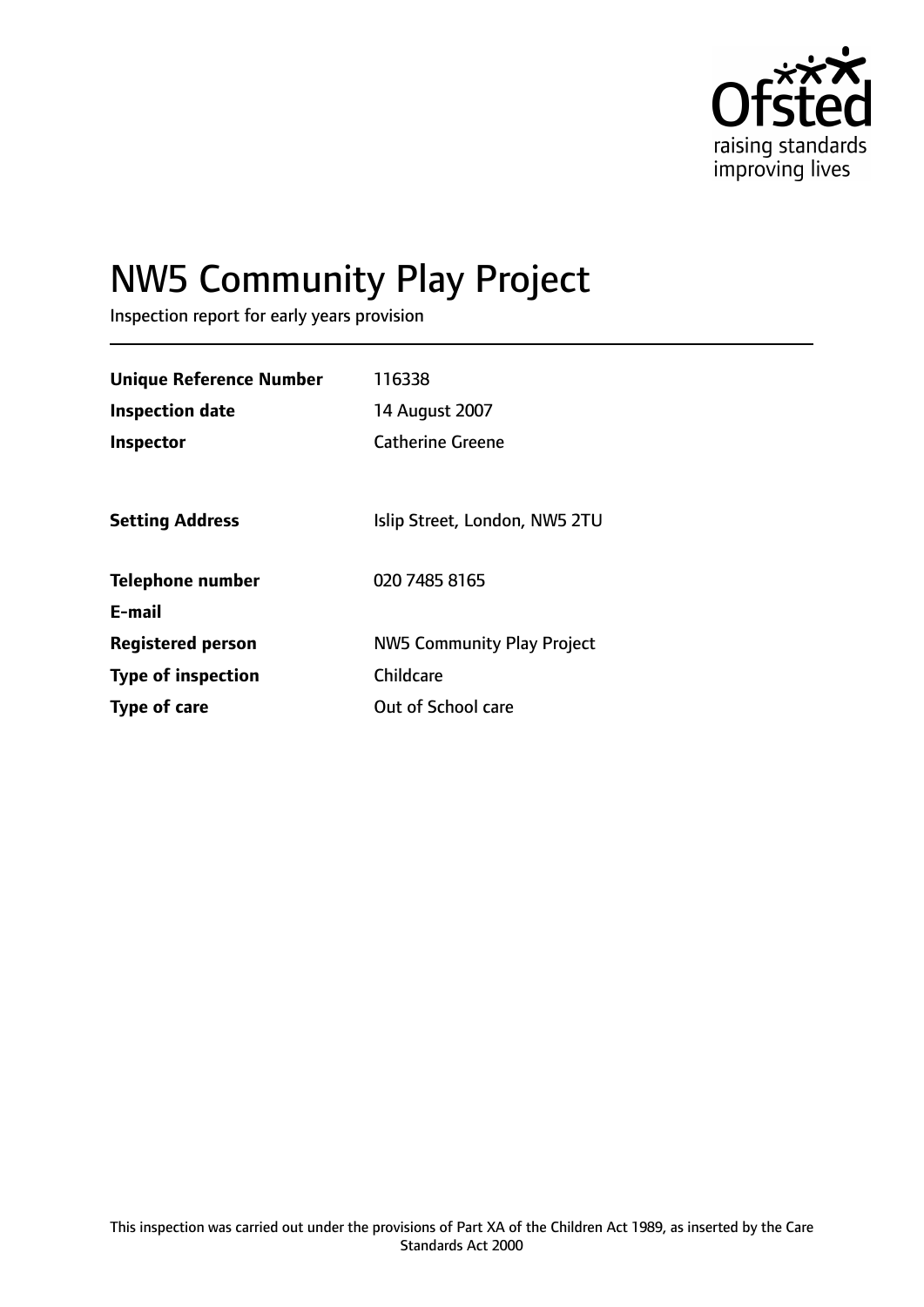Ofsted
raising standards
improving lives

# NW5 Community Play Project

Inspection report for early years provision

| | |
|---|---|
| **Unique Reference Number** | 116338 |
| **Inspection date** | 14 August 2007 |
| **Inspector** | Catherine Greene |
| **Setting Address** | Islip Street, London, NW5 2TU |
| **Telephone number** | 020 7485 8165 |
| **E-mail** | |
| **Registered person** | NW5 Community Play Project |
| **Type of inspection** | Childcare |
| **Type of care** | Out of School care |

This inspection was carried out under the provisions of Part XA of the Children Act 1989, as inserted by the Care Standards Act 2000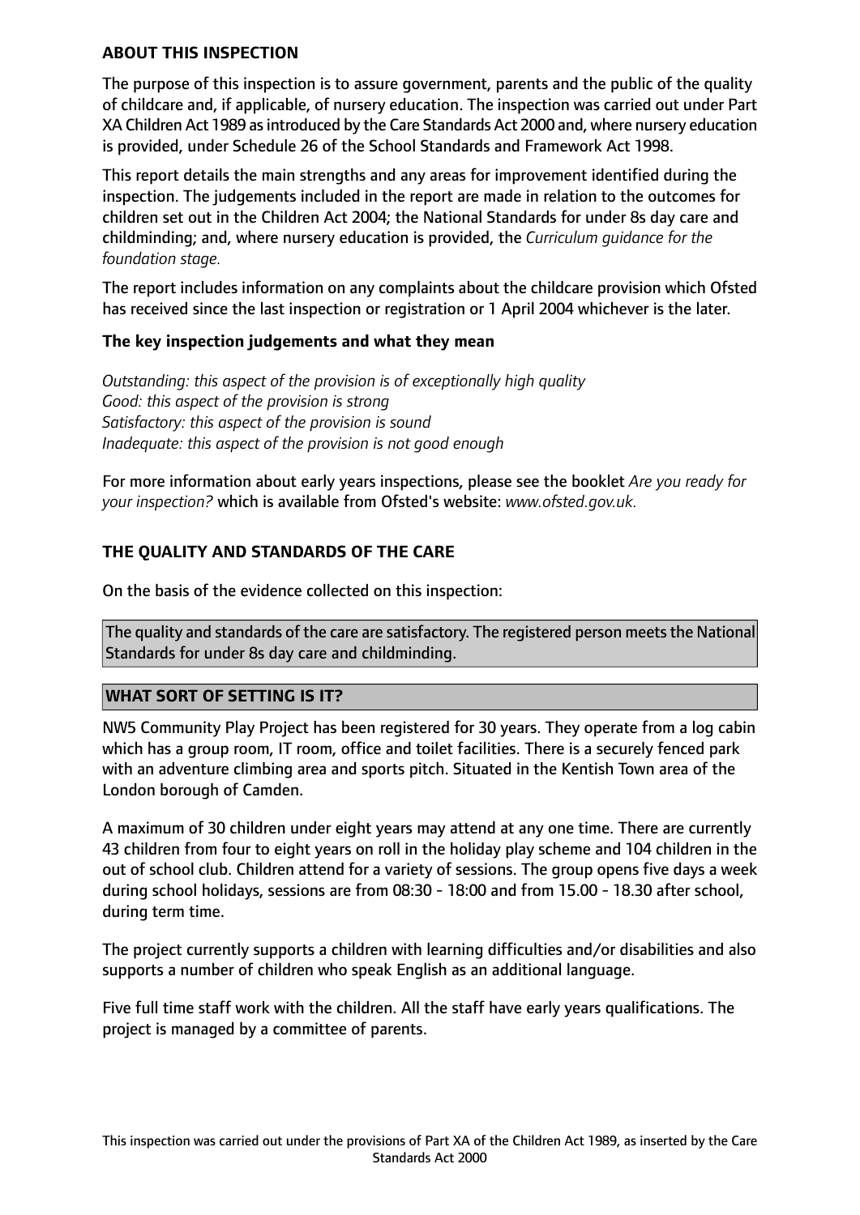## ABOUT THIS INSPECTION

The purpose of this inspection is to assure government, parents and the public of the quality of childcare and, if applicable, of nursery education. The inspection was carried out under Part XA Children Act 1989 as introduced by the Care Standards Act 2000 and, where nursery education is provided, under Schedule 26 of the School Standards and Framework Act 1998.

This report details the main strengths and any areas for improvement identified during the inspection. The judgements included in the report are made in relation to the outcomes for children set out in the Children Act 2004; the National Standards for under 8s day care and childminding; and, where nursery education is provided, the *Curriculum guidance for the foundation stage.*

The report includes information on any complaints about the childcare provision which Ofsted has received since the last inspection or registration or 1 April 2004 whichever is the later.

### The key inspection judgements and what they mean

*Outstanding: this aspect of the provision is of exceptionally high quality*
*Good: this aspect of the provision is strong*
*Satisfactory: this aspect of the provision is sound*
*Inadequate: this aspect of the provision is not good enough*

For more information about early years inspections, please see the booklet *Are you ready for your inspection?* which is available from Ofsted's website: *www.ofsted.gov.uk.*

## THE QUALITY AND STANDARDS OF THE CARE

On the basis of the evidence collected on this inspection:

The quality and standards of the care are satisfactory. The registered person meets the National Standards for under 8s day care and childminding.

## WHAT SORT OF SETTING IS IT?

NW5 Community Play Project has been registered for 30 years. They operate from a log cabin which has a group room, IT room, office and toilet facilities. There is a securely fenced park with an adventure climbing area and sports pitch. Situated in the Kentish Town area of the London borough of Camden.

A maximum of 30 children under eight years may attend at any one time. There are currently 43 children from four to eight years on roll in the holiday play scheme and 104 children in the out of school club. Children attend for a variety of sessions. The group opens five days a week during school holidays, sessions are from 08:30 - 18:00 and from 15.00 - 18.30 after school, during term time.

The project currently supports a children with learning difficulties and/or disabilities and also supports a number of children who speak English as an additional language.

Five full time staff work with the children. All the staff have early years qualifications. The project is managed by a committee of parents.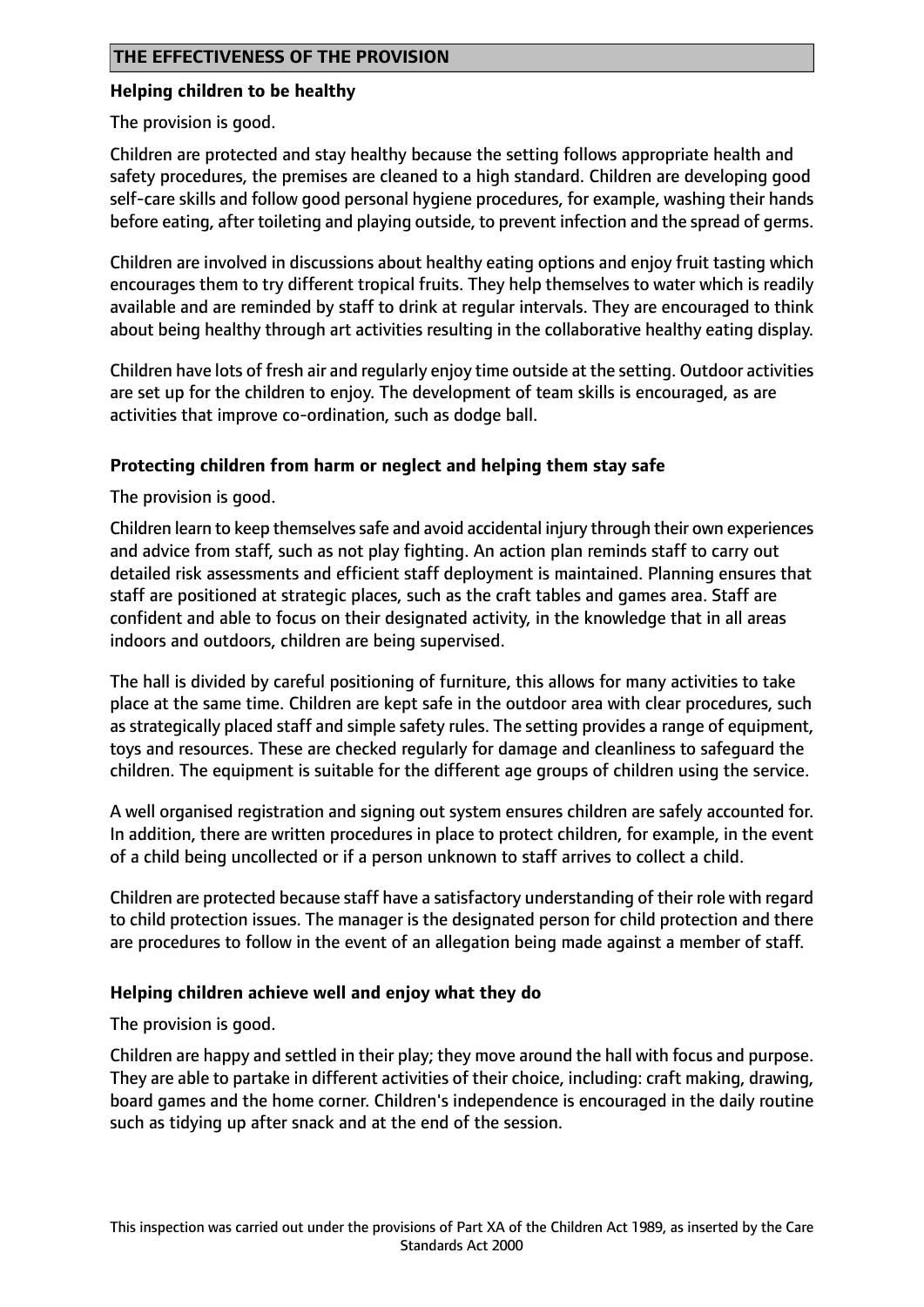## THE EFFECTIVENESS OF THE PROVISION

### Helping children to be healthy

The provision is good.

Children are protected and stay healthy because the setting follows appropriate health and safety procedures, the premises are cleaned to a high standard. Children are developing good self-care skills and follow good personal hygiene procedures, for example, washing their hands before eating, after toileting and playing outside, to prevent infection and the spread of germs.

Children are involved in discussions about healthy eating options and enjoy fruit tasting which encourages them to try different tropical fruits. They help themselves to water which is readily available and are reminded by staff to drink at regular intervals. They are encouraged to think about being healthy through art activities resulting in the collaborative healthy eating display.

Children have lots of fresh air and regularly enjoy time outside at the setting. Outdoor activities are set up for the children to enjoy. The development of team skills is encouraged, as are activities that improve co-ordination, such as dodge ball.

### Protecting children from harm or neglect and helping them stay safe

The provision is good.

Children learn to keep themselves safe and avoid accidental injury through their own experiences and advice from staff, such as not play fighting. An action plan reminds staff to carry out detailed risk assessments and efficient staff deployment is maintained. Planning ensures that staff are positioned at strategic places, such as the craft tables and games area. Staff are confident and able to focus on their designated activity, in the knowledge that in all areas indoors and outdoors, children are being supervised.

The hall is divided by careful positioning of furniture, this allows for many activities to take place at the same time. Children are kept safe in the outdoor area with clear procedures, such as strategically placed staff and simple safety rules. The setting provides a range of equipment, toys and resources. These are checked regularly for damage and cleanliness to safeguard the children. The equipment is suitable for the different age groups of children using the service.

A well organised registration and signing out system ensures children are safely accounted for. In addition, there are written procedures in place to protect children, for example, in the event of a child being uncollected or if a person unknown to staff arrives to collect a child.

Children are protected because staff have a satisfactory understanding of their role with regard to child protection issues. The manager is the designated person for child protection and there are procedures to follow in the event of an allegation being made against a member of staff.

### Helping children achieve well and enjoy what they do

The provision is good.

Children are happy and settled in their play; they move around the hall with focus and purpose. They are able to partake in different activities of their choice, including: craft making, drawing, board games and the home corner. Children's independence is encouraged in the daily routine such as tidying up after snack and at the end of the session.

This inspection was carried out under the provisions of Part XA of the Children Act 1989, as inserted by the Care Standards Act 2000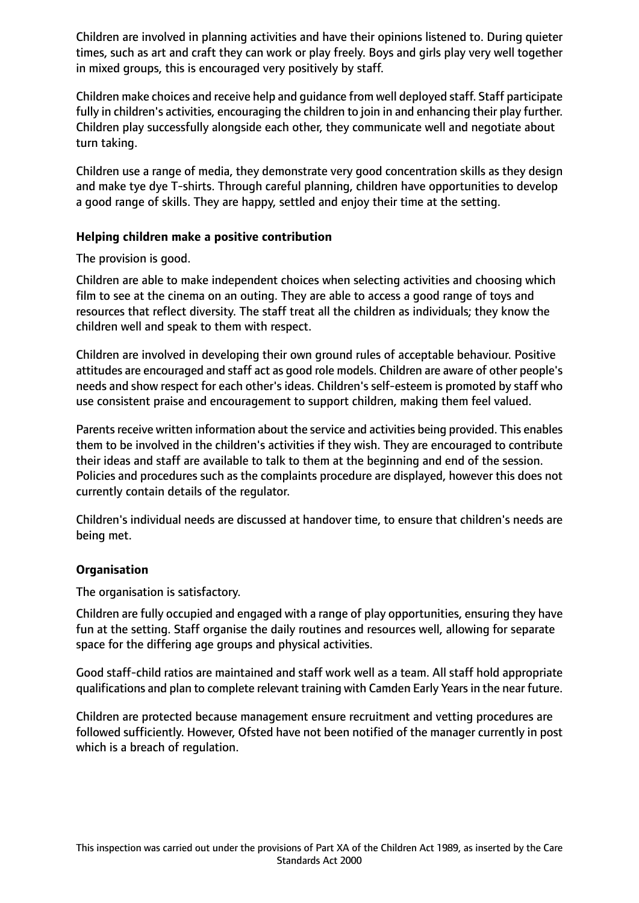Children are involved in planning activities and have their opinions listened to. During quieter times, such as art and craft they can work or play freely. Boys and girls play very well together in mixed groups, this is encouraged very positively by staff.

Children make choices and receive help and guidance from well deployed staff. Staff participate fully in children's activities, encouraging the children to join in and enhancing their play further. Children play successfully alongside each other, they communicate well and negotiate about turn taking.

Children use a range of media, they demonstrate very good concentration skills as they design and make tye dye T-shirts. Through careful planning, children have opportunities to develop a good range of skills. They are happy, settled and enjoy their time at the setting.

**Helping children make a positive contribution**

The provision is good.

Children are able to make independent choices when selecting activities and choosing which film to see at the cinema on an outing. They are able to access a good range of toys and resources that reflect diversity. The staff treat all the children as individuals; they know the children well and speak to them with respect.

Children are involved in developing their own ground rules of acceptable behaviour. Positive attitudes are encouraged and staff act as good role models. Children are aware of other people's needs and show respect for each other's ideas. Children's self-esteem is promoted by staff who use consistent praise and encouragement to support children, making them feel valued.

Parents receive written information about the service and activities being provided. This enables them to be involved in the children's activities if they wish. They are encouraged to contribute their ideas and staff are available to talk to them at the beginning and end of the session. Policies and procedures such as the complaints procedure are displayed, however this does not currently contain details of the regulator.

Children's individual needs are discussed at handover time, to ensure that children's needs are being met.

**Organisation**

The organisation is satisfactory.

Children are fully occupied and engaged with a range of play opportunities, ensuring they have fun at the setting. Staff organise the daily routines and resources well, allowing for separate space for the differing age groups and physical activities.

Good staff-child ratios are maintained and staff work well as a team. All staff hold appropriate qualifications and plan to complete relevant training with Camden Early Years in the near future.

Children are protected because management ensure recruitment and vetting procedures are followed sufficiently. However, Ofsted have not been notified of the manager currently in post which is a breach of regulation.

This inspection was carried out under the provisions of Part XA of the Children Act 1989, as inserted by the Care Standards Act 2000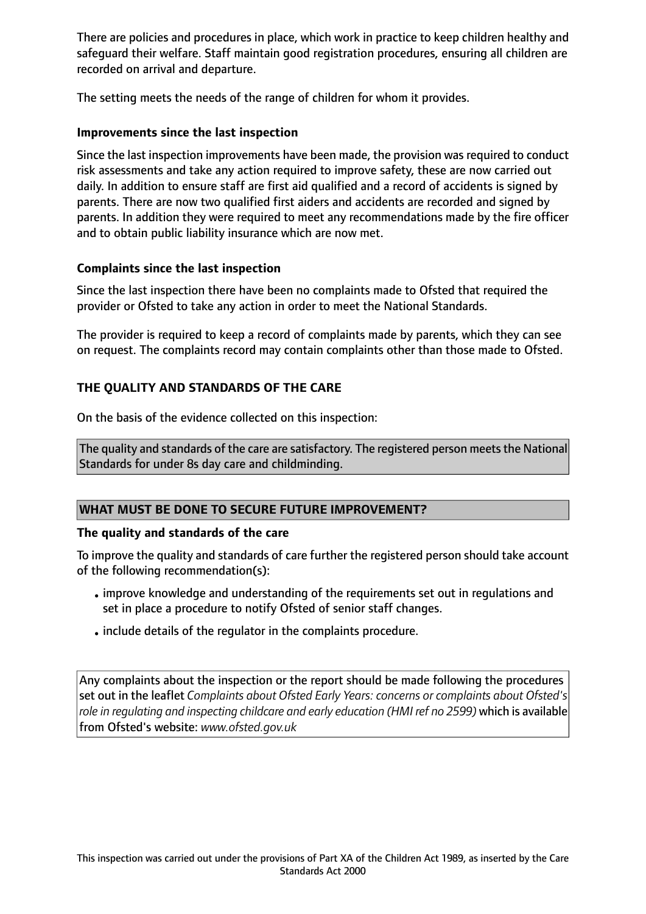There are policies and procedures in place, which work in practice to keep children healthy and safeguard their welfare. Staff maintain good registration procedures, ensuring all children are recorded on arrival and departure.

The setting meets the needs of the range of children for whom it provides.

**Improvements since the last inspection**

Since the last inspection improvements have been made, the provision was required to conduct risk assessments and take any action required to improve safety, these are now carried out daily. In addition to ensure staff are first aid qualified and a record of accidents is signed by parents. There are now two qualified first aiders and accidents are recorded and signed by parents. In addition they were required to meet any recommendations made by the fire officer and to obtain public liability insurance which are now met.

**Complaints since the last inspection**

Since the last inspection there have been no complaints made to Ofsted that required the provider or Ofsted to take any action in order to meet the National Standards.

The provider is required to keep a record of complaints made by parents, which they can see on request. The complaints record may contain complaints other than those made to Ofsted.

## THE QUALITY AND STANDARDS OF THE CARE

On the basis of the evidence collected on this inspection:

The quality and standards of the care are satisfactory. The registered person meets the National Standards for under 8s day care and childminding.

## WHAT MUST BE DONE TO SECURE FUTURE IMPROVEMENT?

**The quality and standards of the care**

To improve the quality and standards of care further the registered person should take account of the following recommendation(s):

- improve knowledge and understanding of the requirements set out in regulations and set in place a procedure to notify Ofsted of senior staff changes.
- include details of the regulator in the complaints procedure.

Any complaints about the inspection or the report should be made following the procedures set out in the leaflet *Complaints about Ofsted Early Years: concerns or complaints about Ofsted's role in regulating and inspecting childcare and early education (HMI ref no 2599)* which is available from Ofsted's website: *www.ofsted.gov.uk*

This inspection was carried out under the provisions of Part XA of the Children Act 1989, as inserted by the Care Standards Act 2000